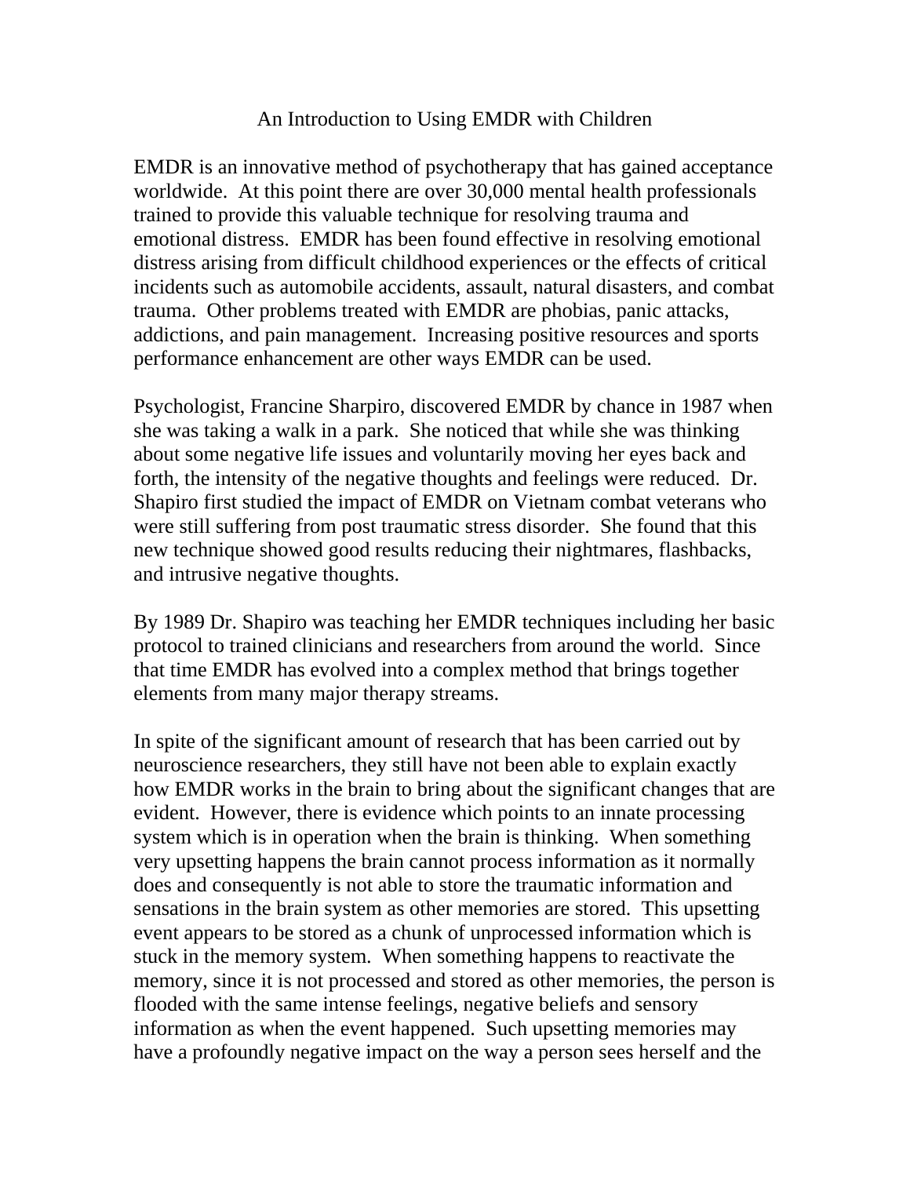# An Introduction to Using EMDR with Children

EMDR is an innovative method of psychotherapy that has gained acceptance worldwide. At this point there are over 30,000 mental health professionals trained to provide this valuable technique for resolving trauma and emotional distress. EMDR has been found effective in resolving emotional distress arising from difficult childhood experiences or the effects of critical incidents such as automobile accidents, assault, natural disasters, and combat trauma. Other problems treated with EMDR are phobias, panic attacks, addictions, and pain management. Increasing positive resources and sports performance enhancement are other ways EMDR can be used.

Psychologist, Francine Sharpiro, discovered EMDR by chance in 1987 when she was taking a walk in a park. She noticed that while she was thinking about some negative life issues and voluntarily moving her eyes back and forth, the intensity of the negative thoughts and feelings were reduced. Dr. Shapiro first studied the impact of EMDR on Vietnam combat veterans who were still suffering from post traumatic stress disorder. She found that this new technique showed good results reducing their nightmares, flashbacks, and intrusive negative thoughts.

By 1989 Dr. Shapiro was teaching her EMDR techniques including her basic protocol to trained clinicians and researchers from around the world. Since that time EMDR has evolved into a complex method that brings together elements from many major therapy streams.

In spite of the significant amount of research that has been carried out by neuroscience researchers, they still have not been able to explain exactly how EMDR works in the brain to bring about the significant changes that are evident. However, there is evidence which points to an innate processing system which is in operation when the brain is thinking. When something very upsetting happens the brain cannot process information as it normally does and consequently is not able to store the traumatic information and sensations in the brain system as other memories are stored. This upsetting event appears to be stored as a chunk of unprocessed information which is stuck in the memory system. When something happens to reactivate the memory, since it is not processed and stored as other memories, the person is flooded with the same intense feelings, negative beliefs and sensory information as when the event happened. Such upsetting memories may have a profoundly negative impact on the way a person sees herself and the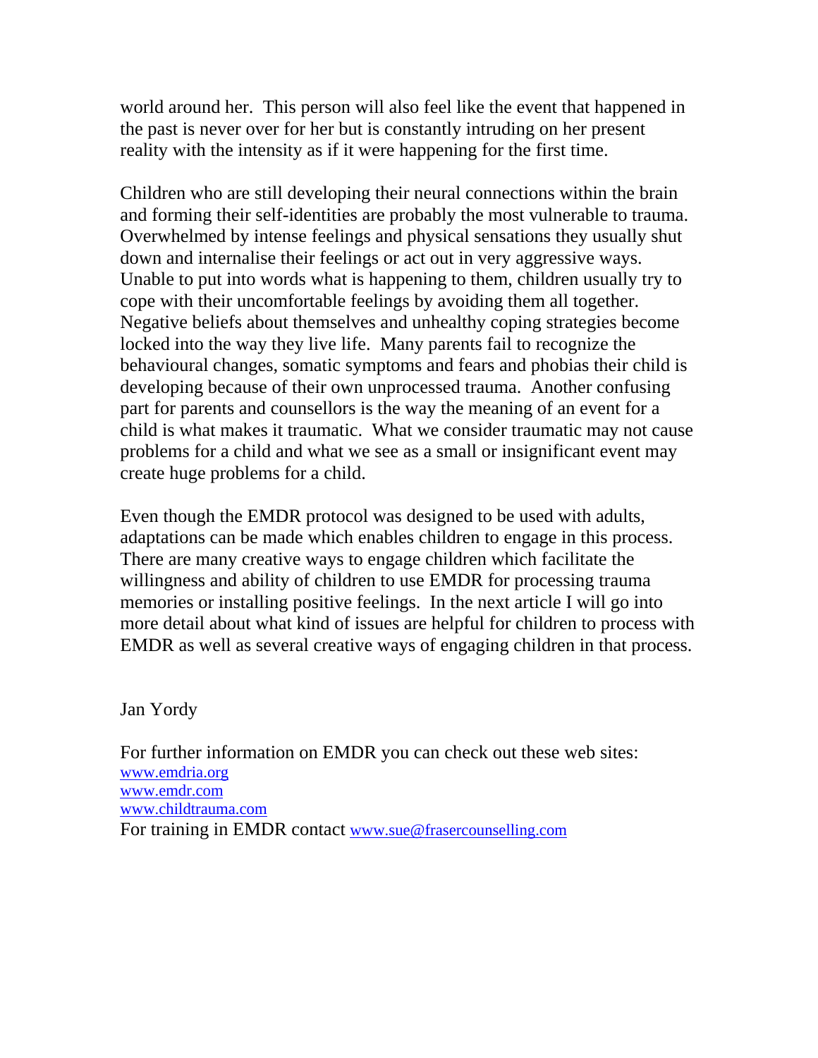world around her. This person will also feel like the event that happened in the past is never over for her but is constantly intruding on her present reality with the intensity as if it were happening for the first time.

Children who are still developing their neural connections within the brain and forming their self-identities are probably the most vulnerable to trauma. Overwhelmed by intense feelings and physical sensations they usually shut down and internalise their feelings or act out in very aggressive ways. Unable to put into words what is happening to them, children usually try to cope with their uncomfortable feelings by avoiding them all together. Negative beliefs about themselves and unhealthy coping strategies become locked into the way they live life. Many parents fail to recognize the behavioural changes, somatic symptoms and fears and phobias their child is developing because of their own unprocessed trauma. Another confusing part for parents and counsellors is the way the meaning of an event for a child is what makes it traumatic. What we consider traumatic may not cause problems for a child and what we see as a small or insignificant event may create huge problems for a child.

Even though the EMDR protocol was designed to be used with adults, adaptations can be made which enables children to engage in this process. There are many creative ways to engage children which facilitate the willingness and ability of children to use EMDR for processing trauma memories or installing positive feelings. In the next article I will go into more detail about what kind of issues are helpful for children to process with EMDR as well as several creative ways of engaging children in that process.

Jan Yordy

For further information on EMDR you can check out these web sites:
www.emdria.org
www.emdr.com
www.childtrauma.com
For training in EMDR contact www.sue@frasercounselling.com